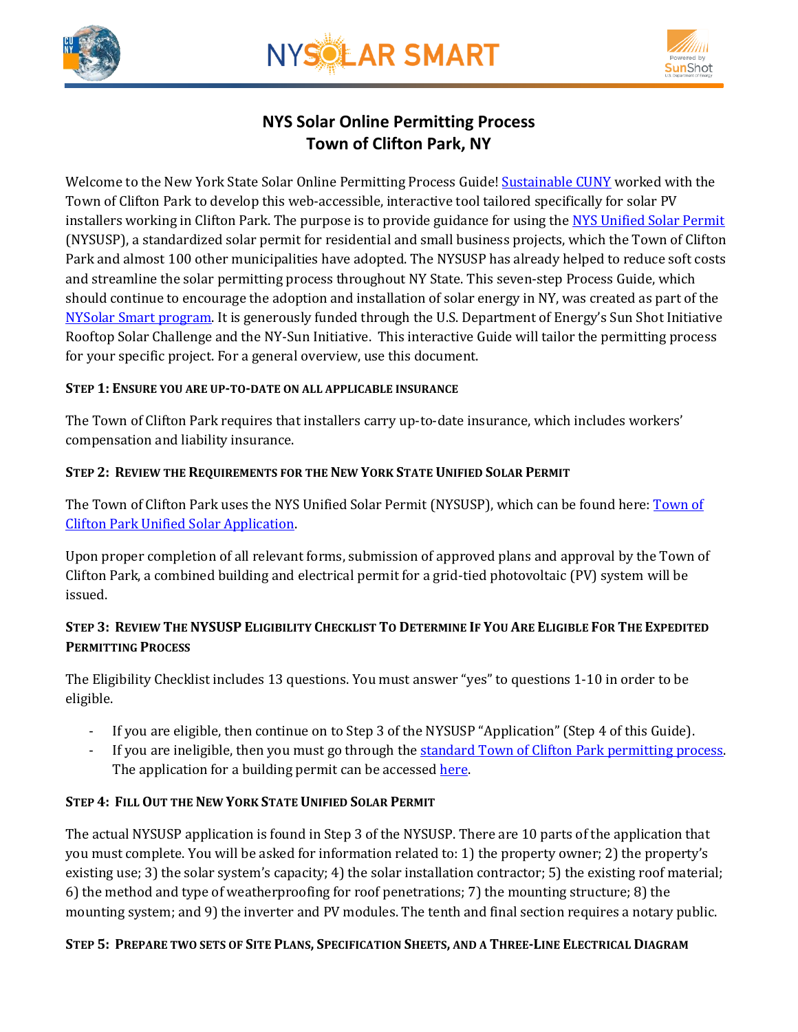# NYS Solar Online Permitting Process
## Town of Clifton Park, NY

Welcome to the New York State Solar Online Permitting Process Guide! Sustainable CUNY worked with the Town of Clifton Park to develop this web-accessible, interactive tool tailored specifically for solar PV installers working in Clifton Park. The purpose is to provide guidance for using the NYS Unified Solar Permit (NYSUSP), a standardized solar permit for residential and small business projects, which the Town of Clifton Park and almost 100 other municipalities have adopted. The NYSUSP has already helped to reduce soft costs and streamline the solar permitting process throughout NY State. This seven-step Process Guide, which should continue to encourage the adoption and installation of solar energy in NY, was created as part of the NYSolar Smart program. It is generously funded through the U.S. Department of Energy's Sun Shot Initiative Rooftop Solar Challenge and the NY-Sun Initiative. This interactive Guide will tailor the permitting process for your specific project. For a general overview, use this document.

### Step 1: Ensure you are up-to-date on all applicable insurance

The Town of Clifton Park requires that installers carry up-to-date insurance, which includes workers' compensation and liability insurance.

### Step 2: Review the Requirements for the New York State Unified Solar Permit

The Town of Clifton Park uses the NYS Unified Solar Permit (NYSUSP), which can be found here: Town of Clifton Park Unified Solar Application.

Upon proper completion of all relevant forms, submission of approved plans and approval by the Town of Clifton Park, a combined building and electrical permit for a grid-tied photovoltaic (PV) system will be issued.

### Step 3: Review The NYSUSP Eligibility Checklist To Determine If You Are Eligible For The Expedited Permitting Process

The Eligibility Checklist includes 13 questions. You must answer "yes" to questions 1-10 in order to be eligible.

- If you are eligible, then continue on to Step 3 of the NYSUSP "Application" (Step 4 of this Guide).
- If you are ineligible, then you must go through the standard Town of Clifton Park permitting process. The application for a building permit can be accessed here.

### Step 4: Fill Out the New York State Unified Solar Permit

The actual NYSUSP application is found in Step 3 of the NYSUSP. There are 10 parts of the application that you must complete. You will be asked for information related to: 1) the property owner; 2) the property's existing use; 3) the solar system's capacity; 4) the solar installation contractor; 5) the existing roof material; 6) the method and type of weatherproofing for roof penetrations; 7) the mounting structure; 8) the mounting system; and 9) the inverter and PV modules. The tenth and final section requires a notary public.

### Step 5: Prepare two sets of Site Plans, Specification Sheets, and a Three-Line Electrical Diagram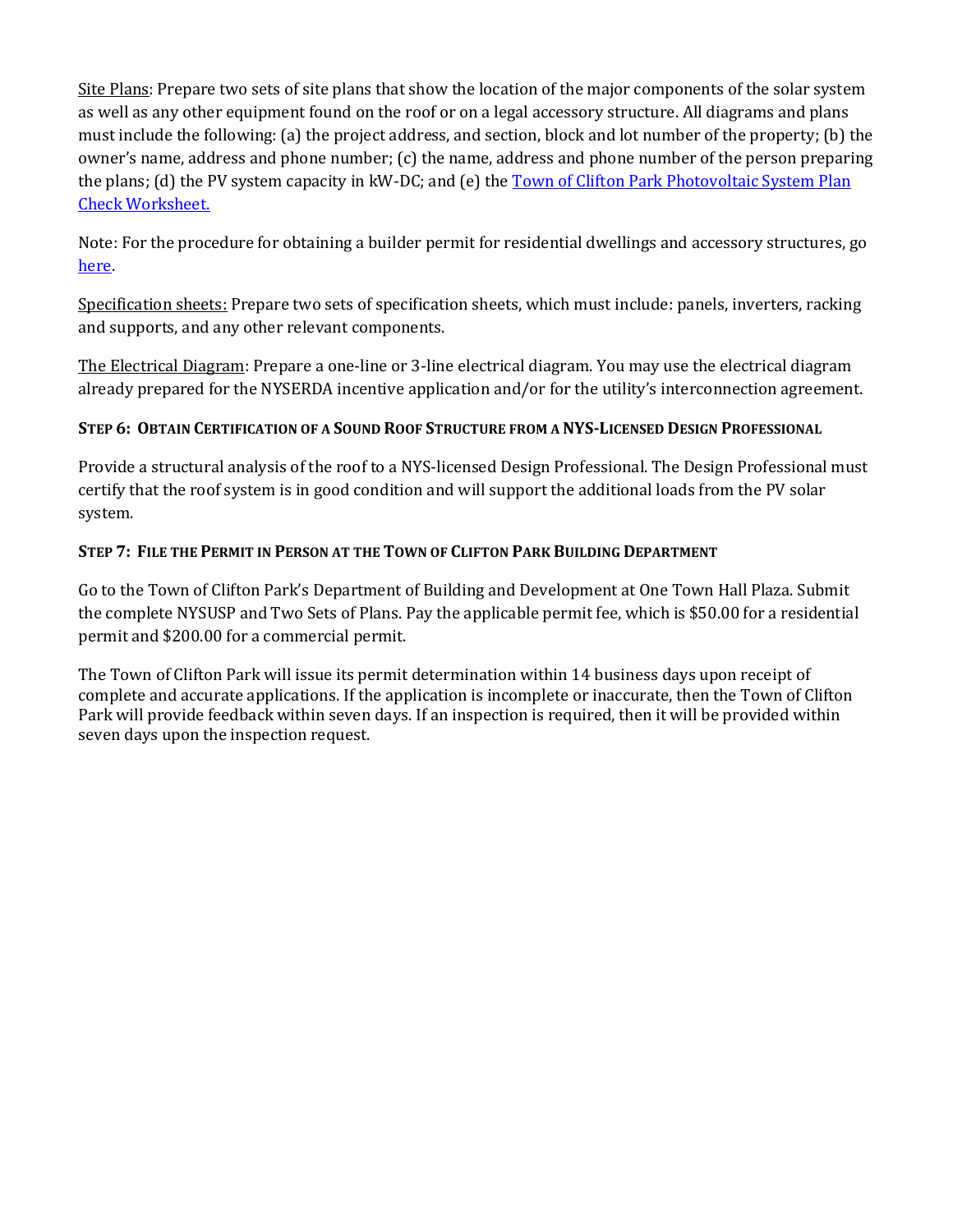Site Plans: Prepare two sets of site plans that show the location of the major components of the solar system as well as any other equipment found on the roof or on a legal accessory structure. All diagrams and plans must include the following: (a) the project address, and section, block and lot number of the property; (b) the owner's name, address and phone number; (c) the name, address and phone number of the person preparing the plans; (d) the PV system capacity in kW-DC; and (e) the [Town of Clifton Park Photovoltaic System Plan Check Worksheet.]

Note: For the procedure for obtaining a builder permit for residential dwellings and accessory structures, go [here].

Specification sheets: Prepare two sets of specification sheets, which must include: panels, inverters, racking and supports, and any other relevant components.

The Electrical Diagram: Prepare a one-line or 3-line electrical diagram. You may use the electrical diagram already prepared for the NYSERDA incentive application and/or for the utility's interconnection agreement.

#### STEP 6: OBTAIN CERTIFICATION OF A SOUND ROOF STRUCTURE FROM A NYS-LICENSED DESIGN PROFESSIONAL

Provide a structural analysis of the roof to a NYS-licensed Design Professional. The Design Professional must certify that the roof system is in good condition and will support the additional loads from the PV solar system.

#### STEP 7: FILE THE PERMIT IN PERSON AT THE TOWN OF CLIFTON PARK BUILDING DEPARTMENT

Go to the Town of Clifton Park's Department of Building and Development at One Town Hall Plaza. Submit the complete NYSUSP and Two Sets of Plans. Pay the applicable permit fee, which is $50.00 for a residential permit and $200.00 for a commercial permit.

The Town of Clifton Park will issue its permit determination within 14 business days upon receipt of complete and accurate applications. If the application is incomplete or inaccurate, then the Town of Clifton Park will provide feedback within seven days. If an inspection is required, then it will be provided within seven days upon the inspection request.